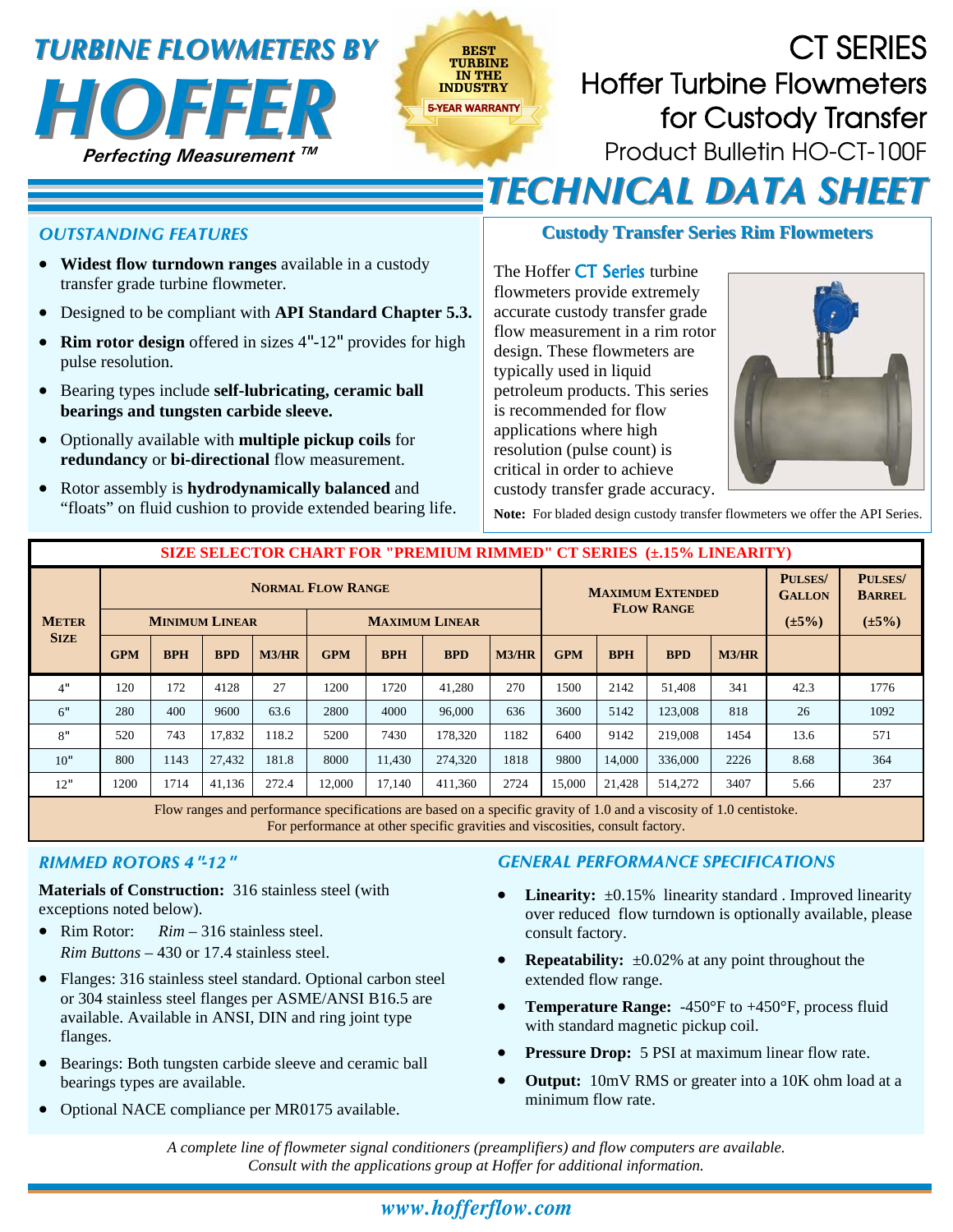# TURBINE FLOWMETERS BY HOFFER

*Perfecting Measurement ™*

BEST TURBINE IN THE INDUSTRY — 5-YEAR WARRANTY

# CT SERIES

## Hoffer Turbine Flowmeters for Custody Transfer

Product Bulletin HO-CT-100F

# TECHNICAL DATA SHEET

## OUTSTANDING FEATURES

- **Widest flow turndown ranges** available in a custody transfer grade turbine flowmeter.
- Designed to be compliant with **API Standard Chapter 5.3.**
- **Rim rotor design** offered in sizes 4"-12" provides for high pulse resolution.
- Bearing types include **self-lubricating, ceramic ball bearings and tungsten carbide sleeve.**
- Optionally available with **multiple pickup coils** for **redundancy** or **bi-directional** flow measurement.
- Rotor assembly is **hydrodynamically balanced** and "floats" on fluid cushion to provide extended bearing life.

## Custody Transfer Series Rim Flowmeters

The Hoffer CT Series turbine flowmeters provide extremely accurate custody transfer grade flow measurement in a rim rotor design. These flowmeters are typically used in liquid petroleum products. This series is recommended for flow applications where high resolution (pulse count) is critical in order to achieve custody transfer grade accuracy.

**Note:** For bladed design custody transfer flowmeters we offer the API Series.

## SIZE SELECTOR CHART FOR "PREMIUM RIMMED" CT SERIES (±.15% LINEARITY)

| Meter Size | Normal Flow Range | | | | | | | | Maximum Extended Flow Range | | | | Pulses/Gallon | Pulses/Barrel |
|---|---|---|---|---|---|---|---|---|---|---|---|---|---|---|
| | Minimum Linear | | | | Maximum Linear | | | | | | | | (±5%) | (±5%) |
| | GPM | BPH | BPD | M3/HR | GPM | BPH | BPD | M3/HR | GPM | BPH | BPD | M3/HR | | |
| 4" | 120 | 172 | 4128 | 27 | 1200 | 1720 | 41,280 | 270 | 1500 | 2142 | 51,408 | 341 | 42.3 | 1776 |
| 6" | 280 | 400 | 9600 | 63.6 | 2800 | 4000 | 96,000 | 636 | 3600 | 5142 | 123,008 | 818 | 26 | 1092 |
| 8" | 520 | 743 | 17,832 | 118.2 | 5200 | 7430 | 178,320 | 1182 | 6400 | 9142 | 219,008 | 1454 | 13.6 | 571 |
| 10" | 800 | 1143 | 27,432 | 181.8 | 8000 | 11,430 | 274,320 | 1818 | 9800 | 14,000 | 336,000 | 2226 | 8.68 | 364 |
| 12" | 1200 | 1714 | 41,136 | 272.4 | 12,000 | 17,140 | 411,360 | 2724 | 15,000 | 21,428 | 514,272 | 3407 | 5.66 | 237 |

Flow ranges and performance specifications are based on a specific gravity of 1.0 and a viscosity of 1.0 centistoke. For performance at other specific gravities and viscosities, consult factory.

## RIMMED ROTORS 4"-12"

**Materials of Construction:** 316 stainless steel (with exceptions noted below).

- Rim Rotor: *Rim* – 316 stainless steel.
  *Rim Buttons* – 430 or 17.4 stainless steel.
- Flanges: 316 stainless steel standard. Optional carbon steel or 304 stainless steel flanges per ASME/ANSI B16.5 are available. Available in ANSI, DIN and ring joint type flanges.
- Bearings: Both tungsten carbide sleeve and ceramic ball bearings types are available.
- Optional NACE compliance per MR0175 available.

## GENERAL PERFORMANCE SPECIFICATIONS

- **Linearity:** ±0.15% linearity standard . Improved linearity over reduced flow turndown is optionally available, please consult factory.
- **Repeatability:** ±0.02% at any point throughout the extended flow range.
- **Temperature Range:** -450°F to +450°F, process fluid with standard magnetic pickup coil.
- **Pressure Drop:** 5 PSI at maximum linear flow rate.
- **Output:** 10mV RMS or greater into a 10K ohm load at a minimum flow rate.

*A complete line of flowmeter signal conditioners (preamplifiers) and flow computers are available. Consult with the applications group at Hoffer for additional information.*

*www.hofferflow.com*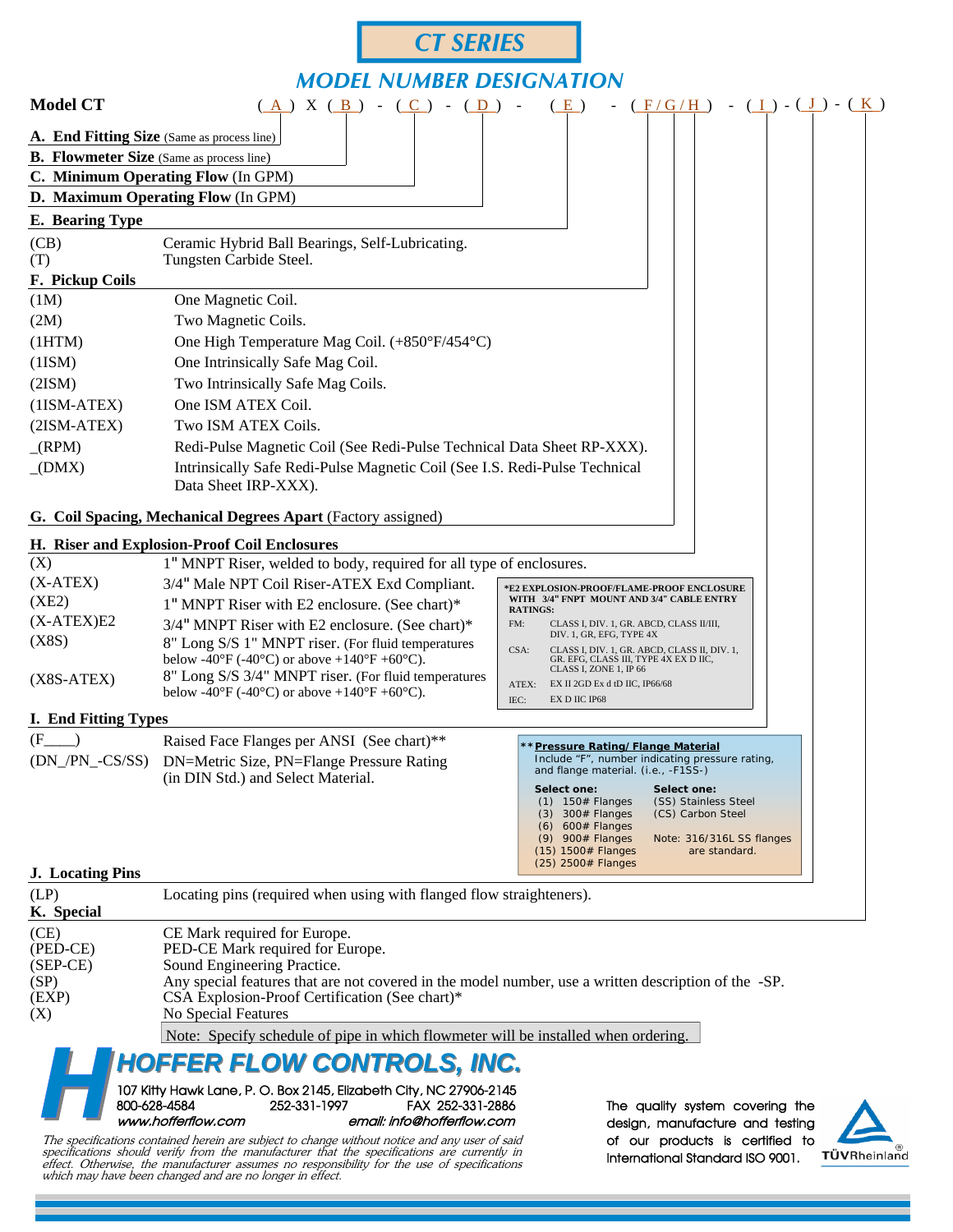# CT SERIES

## MODEL NUMBER DESIGNATION

**Model CT** ( A ) X ( B ) - ( C ) - ( D ) - ( E ) - ( F / G / H ) - ( I ) - ( J ) - ( K )

**A. End Fitting Size** (Same as process line)

**B. Flowmeter Size** (Same as process line)

**C. Minimum Operating Flow** (In GPM)

**D. Maximum Operating Flow** (In GPM)

**E. Bearing Type**

| | |
|---|---|
| (CB) | Ceramic Hybrid Ball Bearings, Self-Lubricating. |
| (T) | Tungsten Carbide Steel. |

**F. Pickup Coils**

| | |
|---|---|
| (1M) | One Magnetic Coil. |
| (2M) | Two Magnetic Coils. |
| (1HTM) | One High Temperature Mag Coil. (+850°F/454°C) |
| (1ISM) | One Intrinsically Safe Mag Coil. |
| (2ISM) | Two Intrinsically Safe Mag Coils. |
| (1ISM-ATEX) | One ISM ATEX Coil. |
| (2ISM-ATEX) | Two ISM ATEX Coils. |
| _(RPM) | Redi-Pulse Magnetic Coil (See Redi-Pulse Technical Data Sheet RP-XXX). |
| _(DMX) | Intrinsically Safe Redi-Pulse Magnetic Coil (See I.S. Redi-Pulse Technical Data Sheet IRP-XXX). |

**G. Coil Spacing, Mechanical Degrees Apart** (Factory assigned)

**H. Riser and Explosion-Proof Coil Enclosures**

| | |
|---|---|
| (X) | 1" MNPT Riser, welded to body, required for all type of enclosures. |
| (X-ATEX) | 3/4" Male NPT Coil Riser-ATEX Exd Compliant. |
| (XE2) | 1" MNPT Riser with E2 enclosure. (See chart)* |
| (X-ATEX)E2 | 3/4" MNPT Riser with E2 enclosure. (See chart)* |
| (X8S) | 8" Long S/S 1" MNPT riser. (For fluid temperatures below -40°F (-40°C) or above +140°F +60°C). |
| (X8S-ATEX) | 8" Long S/S 3/4" MNPT riser. (For fluid temperatures below -40°F (-40°C) or above +140°F +60°C). |

**\*E2 EXPLOSION-PROOF/FLAME-PROOF ENCLOSURE WITH 3/4" FNPT MOUNT AND 3/4" CABLE ENTRY RATINGS:**

| | |
|---|---|
| FM: | CLASS I, DIV. 1, GR. ABCD, CLASS II/III, DIV. 1, GR. EFG, TYPE 4X |
| CSA: | CLASS I, DIV. 1, GR. ABCD, CLASS II, DIV. 1, GR. EFG, CLASS III, TYPE 4X EX D IIC, CLASS I, ZONE 1, IP 66 |
| ATEX: | EX II 2GD Ex d tD IIC, IP66/68 |
| IEC: | EX D IIC IP68 |

**I. End Fitting Types**

| | |
|---|---|
| (F____) | Raised Face Flanges per ANSI (See chart)** |
| (DN_/PN_-CS/SS) | DN=Metric Size, PN=Flange Pressure Rating (in DIN Std.) and Select Material. |

**\*\*Pressure Rating/Flange Material**

Include "F", number indicating pressure rating, and flange material. (i.e., -F1SS-)

| Select one: | Select one: |
|---|---|
| (1) 150# Flanges | (SS) Stainless Steel |
| (3) 300# Flanges | (CS) Carbon Steel |
| (6) 600# Flanges | |
| (9) 900# Flanges | Note: 316/316L SS flanges are standard. |
| (15) 1500# Flanges | |
| (25) 2500# Flanges | |

**J. Locating Pins**

| | |
|---|---|
| (LP) | Locating pins (required when using with flanged flow straighteners). |

**K. Special**

| | |
|---|---|
| (CE) | CE Mark required for Europe. |
| (PED-CE) | PED-CE Mark required for Europe. |
| (SEP-CE) | Sound Engineering Practice. |
| (SP) | Any special features that are not covered in the model number, use a written description of the -SP. |
| (EXP) | CSA Explosion-Proof Certification (See chart)* |
| (X) | No Special Features |

Note: Specify schedule of pipe in which flowmeter will be installed when ordering.

**HOFFER FLOW CONTROLS, INC.**

107 Kitty Hawk Lane, P. O. Box 2145, Elizabeth City, NC 27906-2145
800-628-4584 252-331-1997 FAX 252-331-2886
www.hofferflow.com email: info@hofferflow.com

*The specifications contained herein are subject to change without notice and any user of said specifications should verify from the manufacturer that the specifications are currently in effect. Otherwise, the manufacturer assumes no responsibility for the use of specifications which may have been changed and are no longer in effect.*

The quality system covering the design, manufacture and testing of our products is certified to International Standard ISO 9001.

TÜVRheinland®